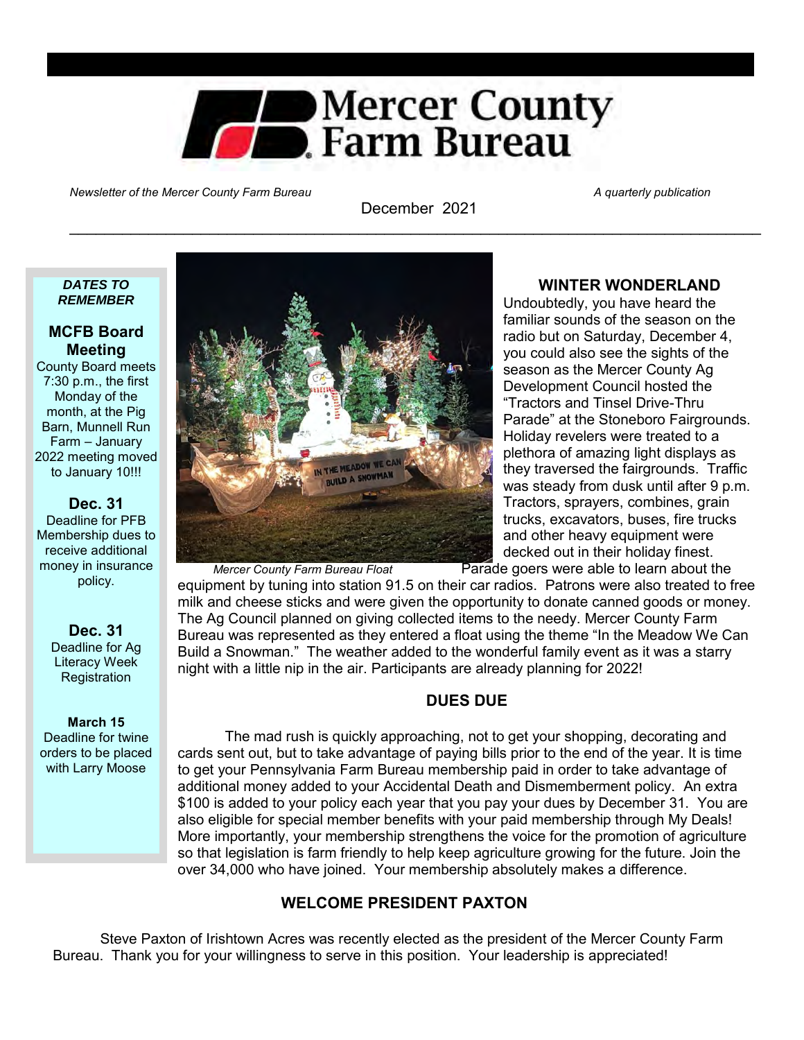# Mercer County Farm Bureau

*Newsletter of the Mercer County Farm Bureau* *A quarterly publication*

December 2021

---

***DATES TO REMEMBER***

**MCFB Board Meeting**
County Board meets 7:30 p.m., the first Monday of the month, at the Pig Barn, Munnell Run Farm – January 2022 meeting moved to January 10!!!

**Dec. 31**
Deadline for PFB Membership dues to receive additional money in insurance policy.

**Dec. 31**
Deadline for Ag Literacy Week Registration

**March 15**
Deadline for twine orders to be placed with Larry Moose

---

*Mercer County Farm Bureau Float*

## WINTER WONDERLAND

Undoubtedly, you have heard the familiar sounds of the season on the radio but on Saturday, December 4, you could also see the sights of the season as the Mercer County Ag Development Council hosted the "Tractors and Tinsel Drive-Thru Parade" at the Stoneboro Fairgrounds. Holiday revelers were treated to a plethora of amazing light displays as they traversed the fairgrounds. Traffic was steady from dusk until after 9 p.m. Tractors, sprayers, combines, grain trucks, excavators, buses, fire trucks and other heavy equipment were decked out in their holiday finest. Parade goers were able to learn about the equipment by tuning into station 91.5 on their car radios. Patrons were also treated to free milk and cheese sticks and were given the opportunity to donate canned goods or money. The Ag Council planned on giving collected items to the needy. Mercer County Farm Bureau was represented as they entered a float using the theme "In the Meadow We Can Build a Snowman." The weather added to the wonderful family event as it was a starry night with a little nip in the air. Participants are already planning for 2022!

## DUES DUE

The mad rush is quickly approaching, not to get your shopping, decorating and cards sent out, but to take advantage of paying bills prior to the end of the year. It is time to get your Pennsylvania Farm Bureau membership paid in order to take advantage of additional money added to your Accidental Death and Dismemberment policy. An extra $100 is added to your policy each year that you pay your dues by December 31. You are also eligible for special member benefits with your paid membership through My Deals! More importantly, your membership strengthens the voice for the promotion of agriculture so that legislation is farm friendly to help keep agriculture growing for the future. Join the over 34,000 who have joined. Your membership absolutely makes a difference.

## WELCOME PRESIDENT PAXTON

Steve Paxton of Irishtown Acres was recently elected as the president of the Mercer County Farm Bureau. Thank you for your willingness to serve in this position. Your leadership is appreciated!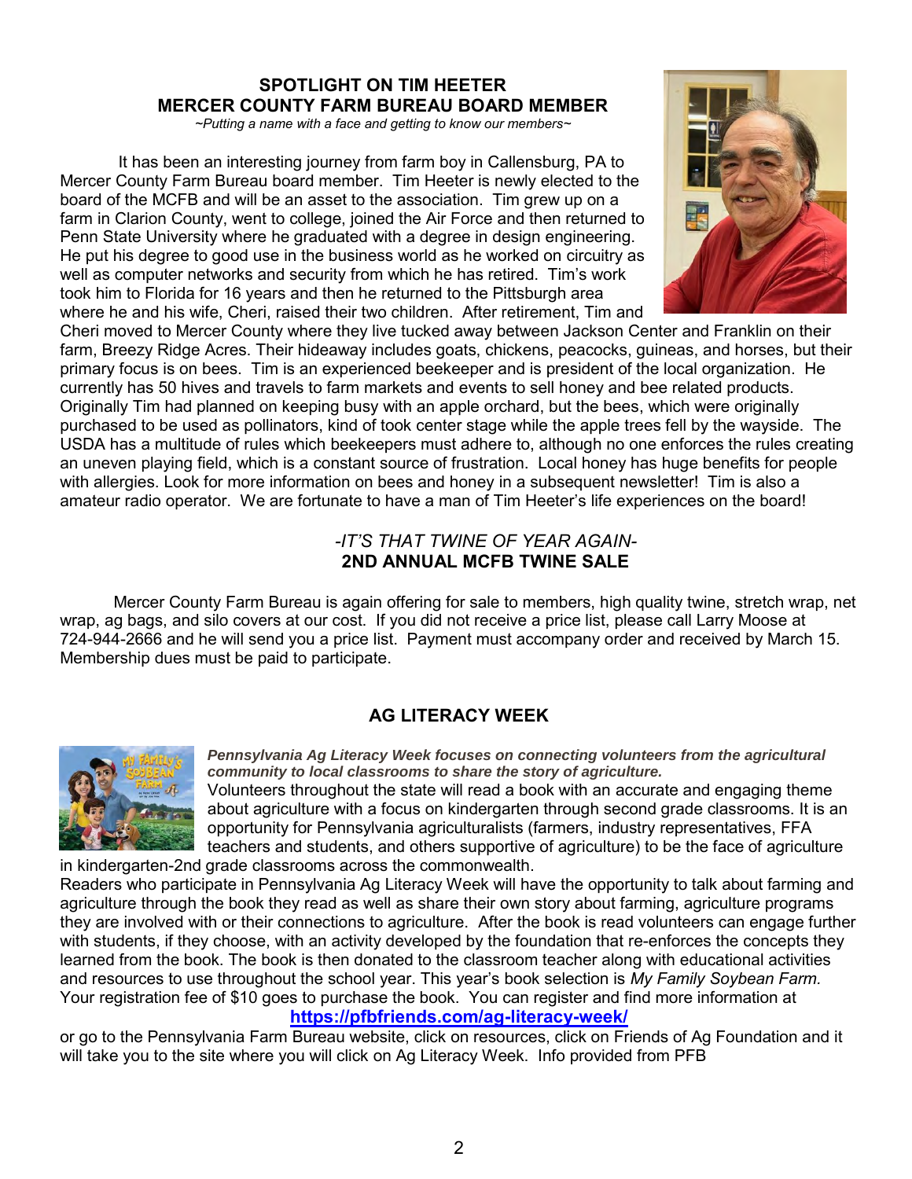## SPOTLIGHT ON TIM HEETER
## MERCER COUNTY FARM BUREAU BOARD MEMBER

*~Putting a name with a face and getting to know our members~*

It has been an interesting journey from farm boy in Callensburg, PA to Mercer County Farm Bureau board member. Tim Heeter is newly elected to the board of the MCFB and will be an asset to the association. Tim grew up on a farm in Clarion County, went to college, joined the Air Force and then returned to Penn State University where he graduated with a degree in design engineering. He put his degree to good use in the business world as he worked on circuitry as well as computer networks and security from which he has retired. Tim's work took him to Florida for 16 years and then he returned to the Pittsburgh area where he and his wife, Cheri, raised their two children. After retirement, Tim and Cheri moved to Mercer County where they live tucked away between Jackson Center and Franklin on their farm, Breezy Ridge Acres. Their hideaway includes goats, chickens, peacocks, guineas, and horses, but their primary focus is on bees. Tim is an experienced beekeeper and is president of the local organization. He currently has 50 hives and travels to farm markets and events to sell honey and bee related products. Originally Tim had planned on keeping busy with an apple orchard, but the bees, which were originally purchased to be used as pollinators, kind of took center stage while the apple trees fell by the wayside. The USDA has a multitude of rules which beekeepers must adhere to, although no one enforces the rules creating an uneven playing field, which is a constant source of frustration. Local honey has huge benefits for people with allergies. Look for more information on bees and honey in a subsequent newsletter! Tim is also a amateur radio operator. We are fortunate to have a man of Tim Heeter's life experiences on the board!

*-IT'S THAT TWINE OF YEAR AGAIN-*

## 2ND ANNUAL MCFB TWINE SALE

Mercer County Farm Bureau is again offering for sale to members, high quality twine, stretch wrap, net wrap, ag bags, and silo covers at our cost. If you did not receive a price list, please call Larry Moose at 724-944-2666 and he will send you a price list. Payment must accompany order and received by March 15. Membership dues must be paid to participate.

## AG LITERACY WEEK

***Pennsylvania Ag Literacy Week focuses on connecting volunteers from the agricultural community to local classrooms to share the story of agriculture.***

Volunteers throughout the state will read a book with an accurate and engaging theme about agriculture with a focus on kindergarten through second grade classrooms. It is an opportunity for Pennsylvania agriculturalists (farmers, industry representatives, FFA teachers and students, and others supportive of agriculture) to be the face of agriculture in kindergarten-2nd grade classrooms across the commonwealth.

Readers who participate in Pennsylvania Ag Literacy Week will have the opportunity to talk about farming and agriculture through the book they read as well as share their own story about farming, agriculture programs they are involved with or their connections to agriculture. After the book is read volunteers can engage further with students, if they choose, with an activity developed by the foundation that re-enforces the concepts they learned from the book. The book is then donated to the classroom teacher along with educational activities and resources to use throughout the school year. This year's book selection is *My Family Soybean Farm.* Your registration fee of $10 goes to purchase the book. You can register and find more information at

**https://pfbfriends.com/ag-literacy-week/**

or go to the Pennsylvania Farm Bureau website, click on resources, click on Friends of Ag Foundation and it will take you to the site where you will click on Ag Literacy Week. Info provided from PFB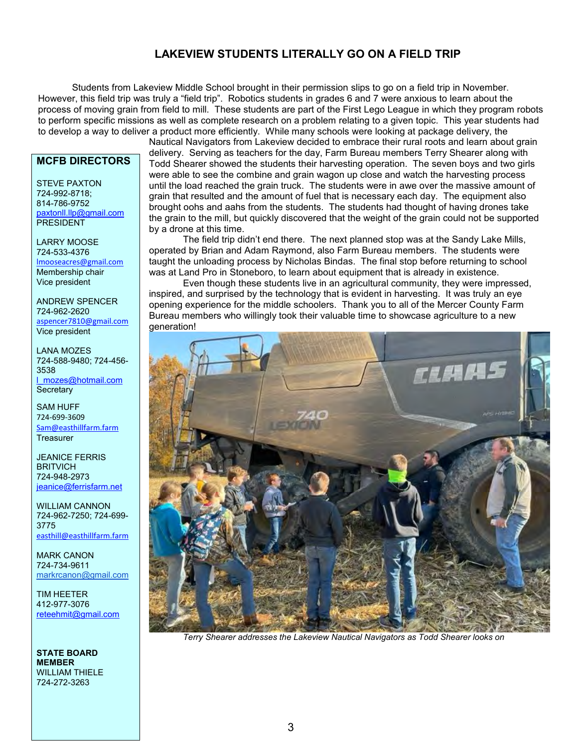# LAKEVIEW STUDENTS LITERALLY GO ON A FIELD TRIP

Students from Lakeview Middle School brought in their permission slips to go on a field trip in November. However, this field trip was truly a "field trip". Robotics students in grades 6 and 7 were anxious to learn about the process of moving grain from field to mill. These students are part of the First Lego League in which they program robots to perform specific missions as well as complete research on a problem relating to a given topic. This year students had to develop a way to deliver a product more efficiently. While many schools were looking at package delivery, the Nautical Navigators from Lakeview decided to embrace their rural roots and learn about grain delivery. Serving as teachers for the day, Farm Bureau members Terry Shearer along with Todd Shearer showed the students their harvesting operation. The seven boys and two girls were able to see the combine and grain wagon up close and watch the harvesting process until the load reached the grain truck. The students were in awe over the massive amount of grain that resulted and the amount of fuel that is necessary each day. The equipment also brought oohs and aahs from the students. The students had thought of having drones take the grain to the mill, but quickly discovered that the weight of the grain could not be supported by a drone at this time.

The field trip didn't end there. The next planned stop was at the Sandy Lake Mills, operated by Brian and Adam Raymond, also Farm Bureau members. The students were taught the unloading process by Nicholas Bindas. The final stop before returning to school was at Land Pro in Stoneboro, to learn about equipment that is already in existence.

Even though these students live in an agricultural community, they were impressed, inspired, and surprised by the technology that is evident in harvesting. It was truly an eye opening experience for the middle schoolers. Thank you to all of the Mercer County Farm Bureau members who willingly took their valuable time to showcase agriculture to a new generation!

*Terry Shearer addresses the Lakeview Nautical Navigators as Todd Shearer looks on*

## MCFB DIRECTORS

STEVE PAXTON
724-992-8718; 814-786-9752
paxtonll.llp@gmail.com
PRESIDENT

LARRY MOOSE
724-533-4376
lmooseacres@gmail.com
Membership chair
Vice president

ANDREW SPENCER
724-962-2620
aspencer7810@gmail.com
Vice president

LANA MOZES
724-588-9480; 724-456-3538
l_mozes@hotmail.com
Secretary

SAM HUFF
724-699-3609
Sam@easthillfarm.farm
Treasurer

JEANICE FERRIS BRITVICH
724-948-2973
jeanice@ferrisfarm.net

WILLIAM CANNON
724-962-7250; 724-699-3775
easthill@easthillfarm.farm

MARK CANON
724-734-9611
markrcanon@gmail.com

TIM HEETER
412-977-3076
reteehmit@gmail.com

**STATE BOARD MEMBER**
WILLIAM THIELE
724-272-3263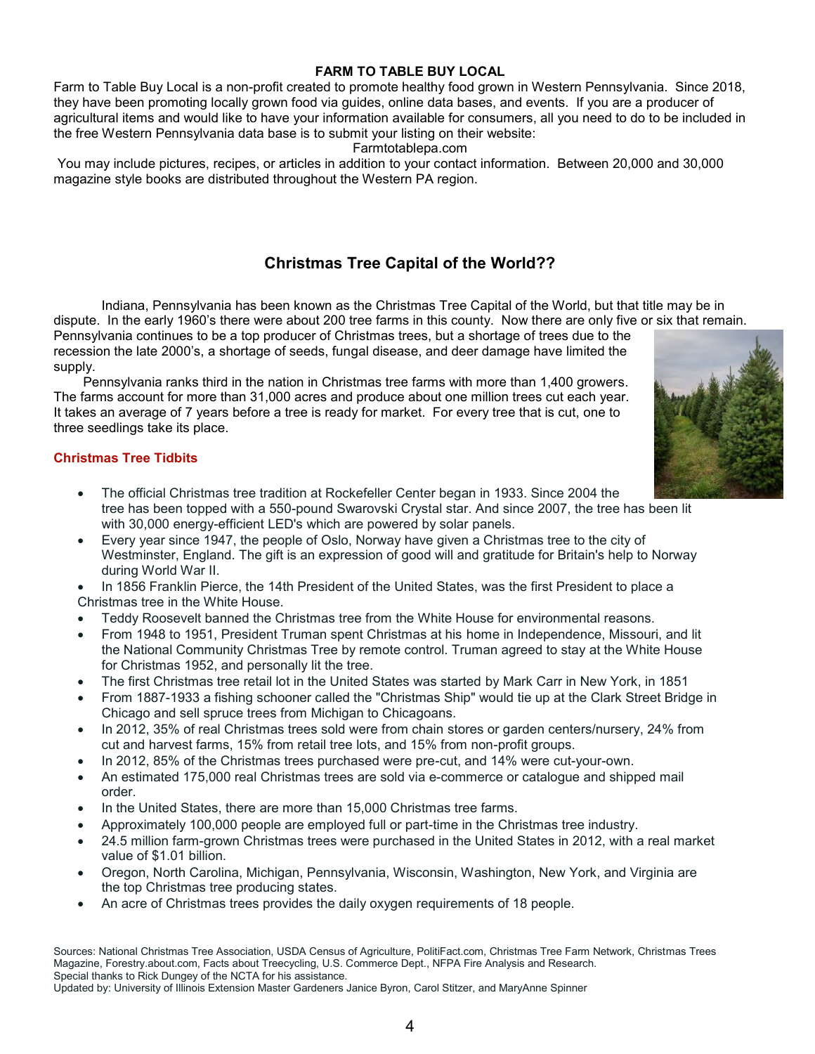## FARM TO TABLE BUY LOCAL

Farm to Table Buy Local is a non-profit created to promote healthy food grown in Western Pennsylvania. Since 2018, they have been promoting locally grown food via guides, online data bases, and events. If you are a producer of agricultural items and would like to have your information available for consumers, all you need to do to be included in the free Western Pennsylvania data base is to submit your listing on their website:

Farmtotablepa.com

You may include pictures, recipes, or articles in addition to your contact information. Between 20,000 and 30,000 magazine style books are distributed throughout the Western PA region.

## Christmas Tree Capital of the World??

Indiana, Pennsylvania has been known as the Christmas Tree Capital of the World, but that title may be in dispute. In the early 1960's there were about 200 tree farms in this county. Now there are only five or six that remain. Pennsylvania continues to be a top producer of Christmas trees, but a shortage of trees due to the recession the late 2000's, a shortage of seeds, fungal disease, and deer damage have limited the supply.

Pennsylvania ranks third in the nation in Christmas tree farms with more than 1,400 growers. The farms account for more than 31,000 acres and produce about one million trees cut each year. It takes an average of 7 years before a tree is ready for market. For every tree that is cut, one to three seedlings take its place.

### Christmas Tree Tidbits

- The official Christmas tree tradition at Rockefeller Center began in 1933. Since 2004 the tree has been topped with a 550-pound Swarovski Crystal star. And since 2007, the tree has been lit with 30,000 energy-efficient LED's which are powered by solar panels.
- Every year since 1947, the people of Oslo, Norway have given a Christmas tree to the city of Westminster, England. The gift is an expression of good will and gratitude for Britain's help to Norway during World War II.
- In 1856 Franklin Pierce, the 14th President of the United States, was the first President to place a Christmas tree in the White House.
- Teddy Roosevelt banned the Christmas tree from the White House for environmental reasons.
- From 1948 to 1951, President Truman spent Christmas at his home in Independence, Missouri, and lit the National Community Christmas Tree by remote control. Truman agreed to stay at the White House for Christmas 1952, and personally lit the tree.
- The first Christmas tree retail lot in the United States was started by Mark Carr in New York, in 1851
- From 1887-1933 a fishing schooner called the "Christmas Ship" would tie up at the Clark Street Bridge in Chicago and sell spruce trees from Michigan to Chicagoans.
- In 2012, 35% of real Christmas trees sold were from chain stores or garden centers/nursery, 24% from cut and harvest farms, 15% from retail tree lots, and 15% from non-profit groups.
- In 2012, 85% of the Christmas trees purchased were pre-cut, and 14% were cut-your-own.
- An estimated 175,000 real Christmas trees are sold via e-commerce or catalogue and shipped mail order.
- In the United States, there are more than 15,000 Christmas tree farms.
- Approximately 100,000 people are employed full or part-time in the Christmas tree industry.
- 24.5 million farm-grown Christmas trees were purchased in the United States in 2012, with a real market value of $1.01 billion.
- Oregon, North Carolina, Michigan, Pennsylvania, Wisconsin, Washington, New York, and Virginia are the top Christmas tree producing states.
- An acre of Christmas trees provides the daily oxygen requirements of 18 people.

Sources: National Christmas Tree Association, USDA Census of Agriculture, PolitiFact.com, Christmas Tree Farm Network, Christmas Trees Magazine, Forestry.about.com, Facts about Treecycling, U.S. Commerce Dept., NFPA Fire Analysis and Research.
Special thanks to Rick Dungey of the NCTA for his assistance.
Updated by: University of Illinois Extension Master Gardeners Janice Byron, Carol Stitzer, and MaryAnne Spinner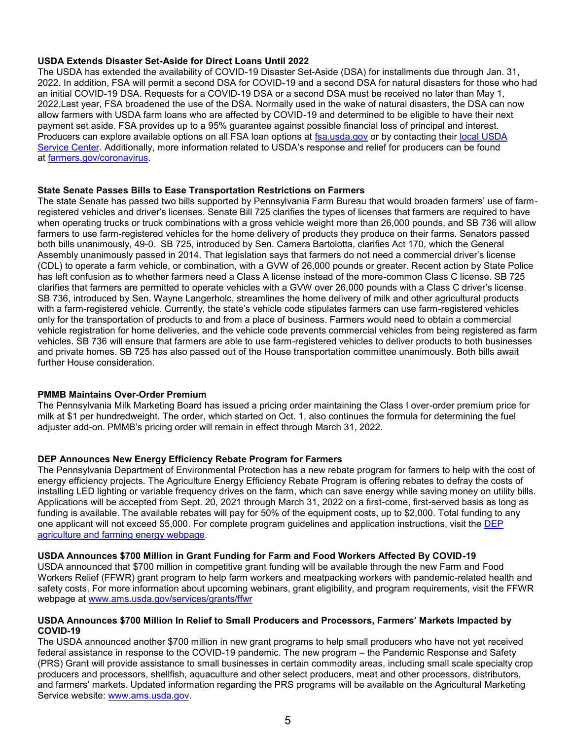**USDA Extends Disaster Set-Aside for Direct Loans Until 2022**

The USDA has extended the availability of COVID-19 Disaster Set-Aside (DSA) for installments due through Jan. 31, 2022. In addition, FSA will permit a second DSA for COVID-19 and a second DSA for natural disasters for those who had an initial COVID-19 DSA. Requests for a COVID-19 DSA or a second DSA must be received no later than May 1, 2022.Last year, FSA broadened the use of the DSA. Normally used in the wake of natural disasters, the DSA can now allow farmers with USDA farm loans who are affected by COVID-19 and determined to be eligible to have their next payment set aside. FSA provides up to a 95% guarantee against possible financial loss of principal and interest. Producers can explore available options on all FSA loan options at fsa.usda.gov or by contacting their local USDA Service Center. Additionally, more information related to USDA's response and relief for producers can be found at farmers.gov/coronavirus.

**State Senate Passes Bills to Ease Transportation Restrictions on Farmers**

The state Senate has passed two bills supported by Pennsylvania Farm Bureau that would broaden farmers' use of farm-registered vehicles and driver's licenses. Senate Bill 725 clarifies the types of licenses that farmers are required to have when operating trucks or truck combinations with a gross vehicle weight more than 26,000 pounds, and SB 736 will allow farmers to use farm-registered vehicles for the home delivery of products they produce on their farms. Senators passed both bills unanimously, 49-0. SB 725, introduced by Sen. Camera Bartolotta, clarifies Act 170, which the General Assembly unanimously passed in 2014. That legislation says that farmers do not need a commercial driver's license (CDL) to operate a farm vehicle, or combination, with a GVW of 26,000 pounds or greater. Recent action by State Police has left confusion as to whether farmers need a Class A license instead of the more-common Class C license. SB 725 clarifies that farmers are permitted to operate vehicles with a GVW over 26,000 pounds with a Class C driver's license. SB 736, introduced by Sen. Wayne Langerholc, streamlines the home delivery of milk and other agricultural products with a farm-registered vehicle. Currently, the state's vehicle code stipulates farmers can use farm-registered vehicles only for the transportation of products to and from a place of business. Farmers would need to obtain a commercial vehicle registration for home deliveries, and the vehicle code prevents commercial vehicles from being registered as farm vehicles. SB 736 will ensure that farmers are able to use farm-registered vehicles to deliver products to both businesses and private homes. SB 725 has also passed out of the House transportation committee unanimously. Both bills await further House consideration.

**PMMB Maintains Over-Order Premium**

The Pennsylvania Milk Marketing Board has issued a pricing order maintaining the Class I over-order premium price for milk at $1 per hundredweight. The order, which started on Oct. 1, also continues the formula for determining the fuel adjuster add-on. PMMB's pricing order will remain in effect through March 31, 2022.

**DEP Announces New Energy Efficiency Rebate Program for Farmers**

The Pennsylvania Department of Environmental Protection has a new rebate program for farmers to help with the cost of energy efficiency projects. The Agriculture Energy Efficiency Rebate Program is offering rebates to defray the costs of installing LED lighting or variable frequency drives on the farm, which can save energy while saving money on utility bills. Applications will be accepted from Sept. 20, 2021 through March 31, 2022 on a first-come, first-served basis as long as funding is available. The available rebates will pay for 50% of the equipment costs, up to $2,000. Total funding to any one applicant will not exceed $5,000. For complete program guidelines and application instructions, visit the DEP agriculture and farming energy webpage.

**USDA Announces $700 Million in Grant Funding for Farm and Food Workers Affected By COVID-19**

USDA announced that $700 million in competitive grant funding will be available through the new Farm and Food Workers Relief (FFWR) grant program to help farm workers and meatpacking workers with pandemic-related health and safety costs. For more information about upcoming webinars, grant eligibility, and program requirements, visit the FFWR webpage at www.ams.usda.gov/services/grants/ffwr

**USDA Announces $700 Million In Relief to Small Producers and Processors, Farmers' Markets Impacted by COVID-19**

The USDA announced another $700 million in new grant programs to help small producers who have not yet received federal assistance in response to the COVID-19 pandemic. The new program – the Pandemic Response and Safety (PRS) Grant will provide assistance to small businesses in certain commodity areas, including small scale specialty crop producers and processors, shellfish, aquaculture and other select producers, meat and other processors, distributors, and farmers' markets. Updated information regarding the PRS programs will be available on the Agricultural Marketing Service website: www.ams.usda.gov.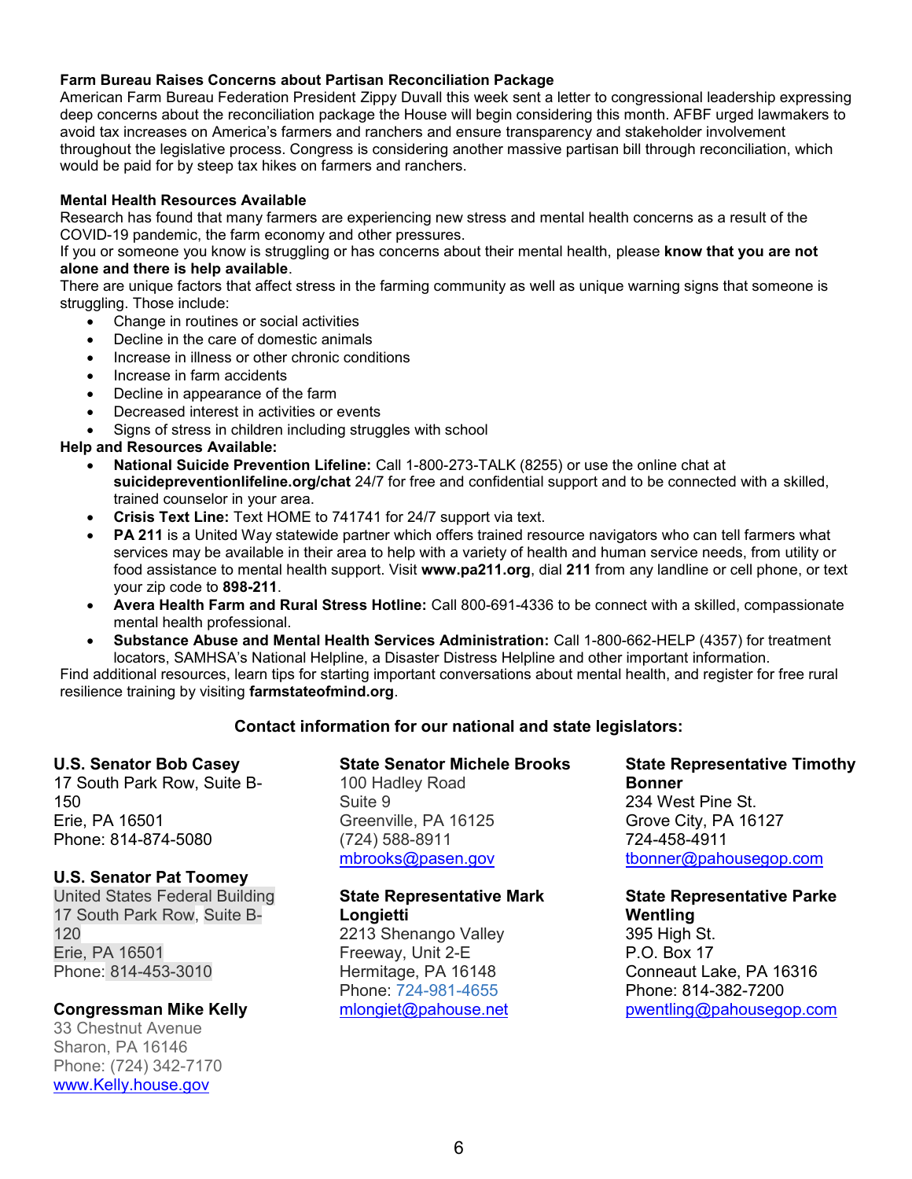**Farm Bureau Raises Concerns about Partisan Reconciliation Package**

American Farm Bureau Federation President Zippy Duvall this week sent a letter to congressional leadership expressing deep concerns about the reconciliation package the House will begin considering this month. AFBF urged lawmakers to avoid tax increases on America's farmers and ranchers and ensure transparency and stakeholder involvement throughout the legislative process. Congress is considering another massive partisan bill through reconciliation, which would be paid for by steep tax hikes on farmers and ranchers.

**Mental Health Resources Available**

Research has found that many farmers are experiencing new stress and mental health concerns as a result of the COVID-19 pandemic, the farm economy and other pressures.

If you or someone you know is struggling or has concerns about their mental health, please **know that you are not alone and there is help available**.

There are unique factors that affect stress in the farming community as well as unique warning signs that someone is struggling. Those include:

- Change in routines or social activities
- Decline in the care of domestic animals
- Increase in illness or other chronic conditions
- Increase in farm accidents
- Decline in appearance of the farm
- Decreased interest in activities or events
- Signs of stress in children including struggles with school

**Help and Resources Available:**

- **National Suicide Prevention Lifeline:** Call 1-800-273-TALK (8255) or use the online chat at **suicidepreventionlifeline.org/chat** 24/7 for free and confidential support and to be connected with a skilled, trained counselor in your area.
- **Crisis Text Line:** Text HOME to 741741 for 24/7 support via text.
- **PA 211** is a United Way statewide partner which offers trained resource navigators who can tell farmers what services may be available in their area to help with a variety of health and human service needs, from utility or food assistance to mental health support. Visit **www.pa211.org**, dial **211** from any landline or cell phone, or text your zip code to **898-211**.
- **Avera Health Farm and Rural Stress Hotline:** Call 800-691-4336 to be connect with a skilled, compassionate mental health professional.
- **Substance Abuse and Mental Health Services Administration:** Call 1-800-662-HELP (4357) for treatment locators, SAMHSA's National Helpline, a Disaster Distress Helpline and other important information.

Find additional resources, learn tips for starting important conversations about mental health, and register for free rural resilience training by visiting **farmstateofmind.org**.

**Contact information for our national and state legislators:**

**U.S. Senator Bob Casey**
17 South Park Row, Suite B-150
Erie, PA 16501
Phone: 814-874-5080

**U.S. Senator Pat Toomey**
United States Federal Building
17 South Park Row, Suite B-120
Erie, PA 16501
Phone: 814-453-3010

**Congressman Mike Kelly**
33 Chestnut Avenue
Sharon, PA 16146
Phone: (724) 342-7170
www.Kelly.house.gov

**State Senator Michele Brooks**
100 Hadley Road
Suite 9
Greenville, PA 16125
(724) 588-8911
mbrooks@pasen.gov

**State Representative Mark Longietti**
2213 Shenango Valley Freeway, Unit 2-E
Hermitage, PA 16148
Phone: 724-981-4655
mlongiet@pahouse.net

**State Representative Timothy Bonner**
234 West Pine St.
Grove City, PA 16127
724-458-4911
tbonner@pahousegop.com

**State Representative Parke Wentling**
395 High St.
P.O. Box 17
Conneaut Lake, PA 16316
Phone: 814-382-7200
pwentling@pahousegop.com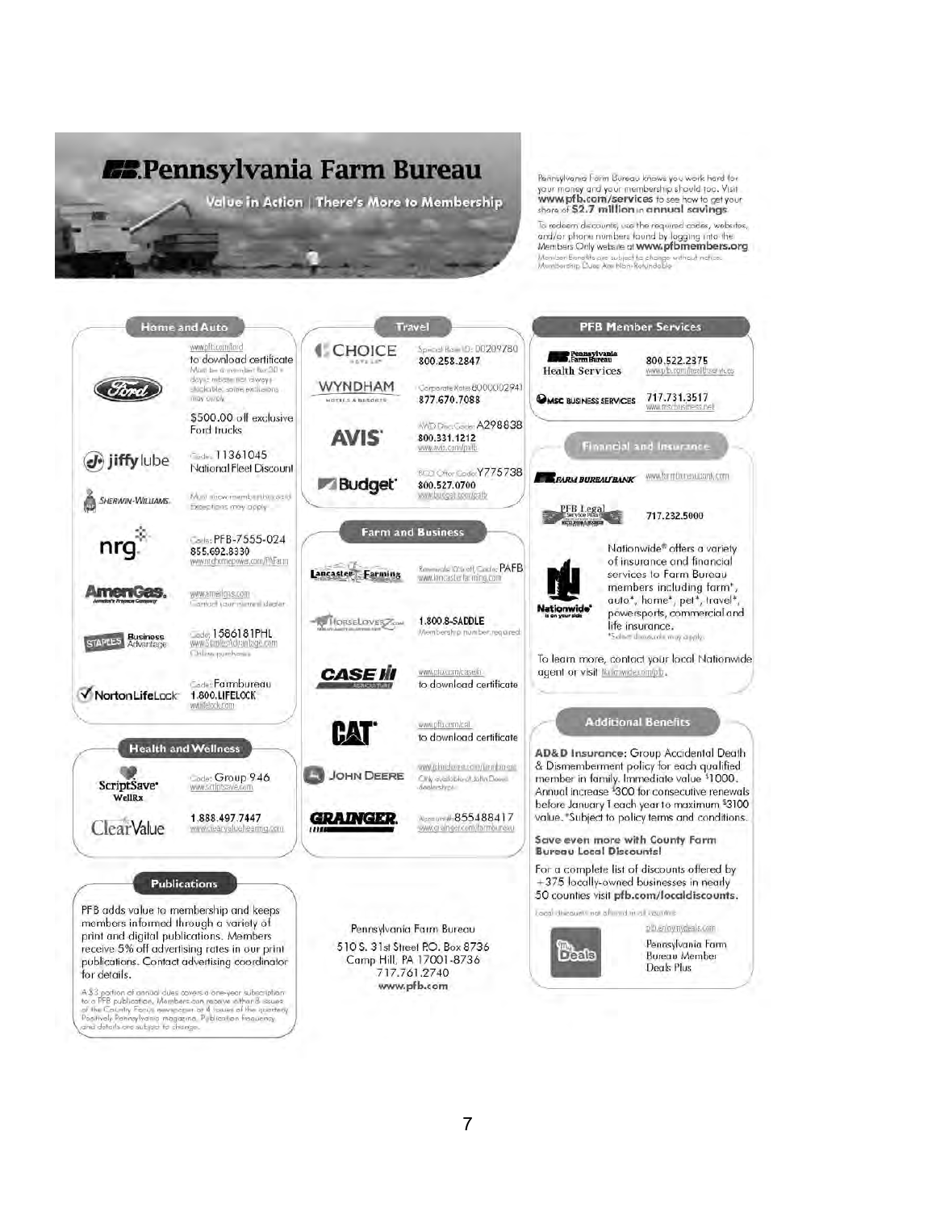# Pennsylvania Farm Bureau

**Value in Action | There's More to Membership**

Pennsylvania Farm Bureau knows you work hard for your money and your membership should too. Visit **www.pfb.com/services** to see how to get your share of **$2.7 million** in **annual savings**.

To redeem discounts, use the required codes, websites, and/or phone numbers found by logging into the Members Only website at **www.pfbmembers.org**

Member Benefits are subject to change without notice. Membership Dues Are Non-Refundable

## Home and Auto

**Ford** — www.pfb.com/ford to download certificate. Must be a member for 30 + days; rebate not always stackable; some exclusions may apply. $500.00 off exclusive Ford trucks

**Jiffy Lube** — Code: 11361045 National Fleet Discount

**Sherwin-Williams** — Must show membership card. Exceptions may apply.

**NRG** — Code: PFB-7555-024 855.692.8330 www.nrghomepower.com/PAFarm

**AmeriGas** — www.amerigas.com Contact your nearest dealer

**Staples Business Advantage** — Code: 1586181PHL www.StaplesAdvantage.com Online purchases

**NortonLifeLock** — Code: Farmbureau 1.800.LIFELOCK www.lifelock.com

## Health and Wellness

**ScriptSave WellRx** — Code: Group 946 www.scriptsave.com

**ClearValue** — 1.888.497.7447 www.clearvaluehearing.com

## Publications

PFB adds value to membership and keeps members informed through a variety of print and digital publications. Members receive 5% off advertising rates in our print publications. Contact advertising coordinator for details.

A $3 portion of annual dues covers a one-year subscription to a PFB publication. Members can receive either 8 issues of the Country Focus newspaper or 4 issues of the quarterly Positively Pennsylvania magazine. Publication frequency and details are subject to change.

## Travel

**Choice Hotels** — Special Rate ID: 00209780 800.258.2847

**Wyndham Hotels & Resorts** — Corporate Rate: 8000002941 877.670.7088

**Avis** — AWD Disc Code: A298838 800.331.1212 www.avis.com/pafb

**Budget** — BCD Offer Code: Y775738 800.527.0700 www.budget.com/pafb

## Farm and Business

**Lancaster Farming** — Renewals ID's off, Code: PAFB www.lancasterfarming.com

**HorseLoverZ.com** — 1.800.8-SADDLE Membership number required

**Case IH** — www.pfb.com/caseih to download certificate

**CAT** — www.pfb.com/cat to download certificate

**John Deere** — www.johndeere.com/farmbureau Only available at John Deere dealerships

**Grainger** — Account #: 855488417 www.grainger.com/farmbureau

Pennsylvania Farm Bureau
510 S. 31st Street P.O. Box 8736
Camp Hill, PA 17001-8736
717.761.2740
www.pfb.com

## PFB Member Services

**Pennsylvania Farm Bureau Health Services** — 800.522.2375 www.pfb.com/healthservices

**MSC Business Services** — 717.731.3517 www.mscbusiness.net

## Financial and Insurance

**Farm Bureau Bank** — www.farmbureaubank.com

**PFB Legal Service Plan** — 717.232.5000

**Nationwide** — Nationwide® offers a variety of insurance and financial services to Farm Bureau members including farm*, auto*, home*, pet*, travel*, powersports, commercial and life insurance.
*Select discounts may apply.

To learn more, contact your local Nationwide agent or visit Nationwide.com/pfb.

## Additional Benefits

**AD&D Insurance:** Group Accidental Death & Dismemberment policy for each qualified member in family. Immediate value $1000. Annual increase $300 for consecutive renewals before January 1 each year to maximum $3100 value. *Subject to policy terms and conditions.

**Save even more with County Farm Bureau Local Discounts!**

For a complete list of discounts offered by +375 locally-owned businesses in nearly 50 counties visit **pfb.com/localdiscounts**.

Local discounts not offered in all counties.

**My Deals** — pfb.enjoymydeals.com Pennsylvania Farm Bureau Member Deals Plus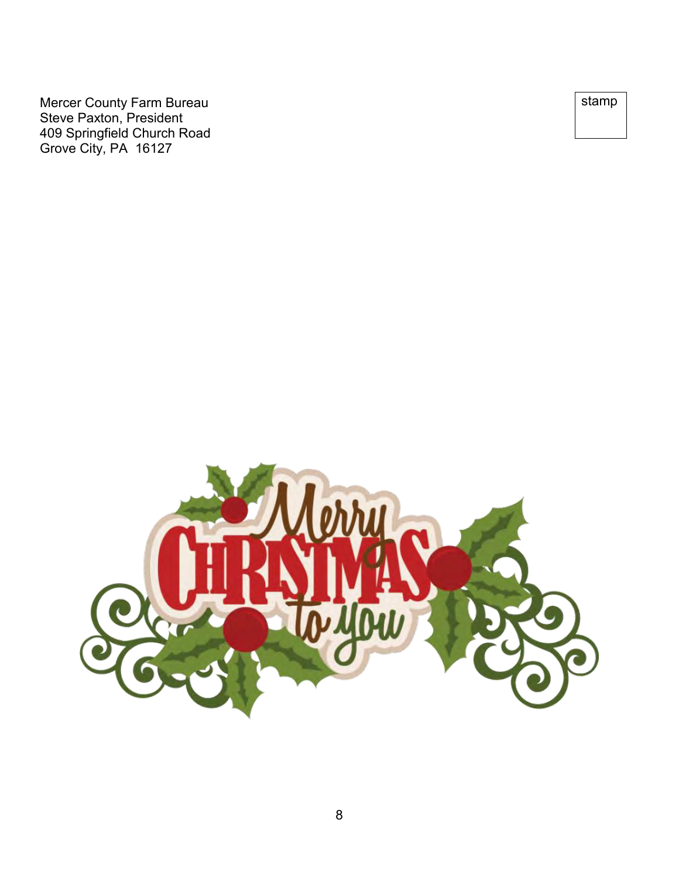Mercer County Farm Bureau
Steve Paxton, President
409 Springfield Church Road
Grove City, PA  16127

stamp

Merry CHRISTMAS to you